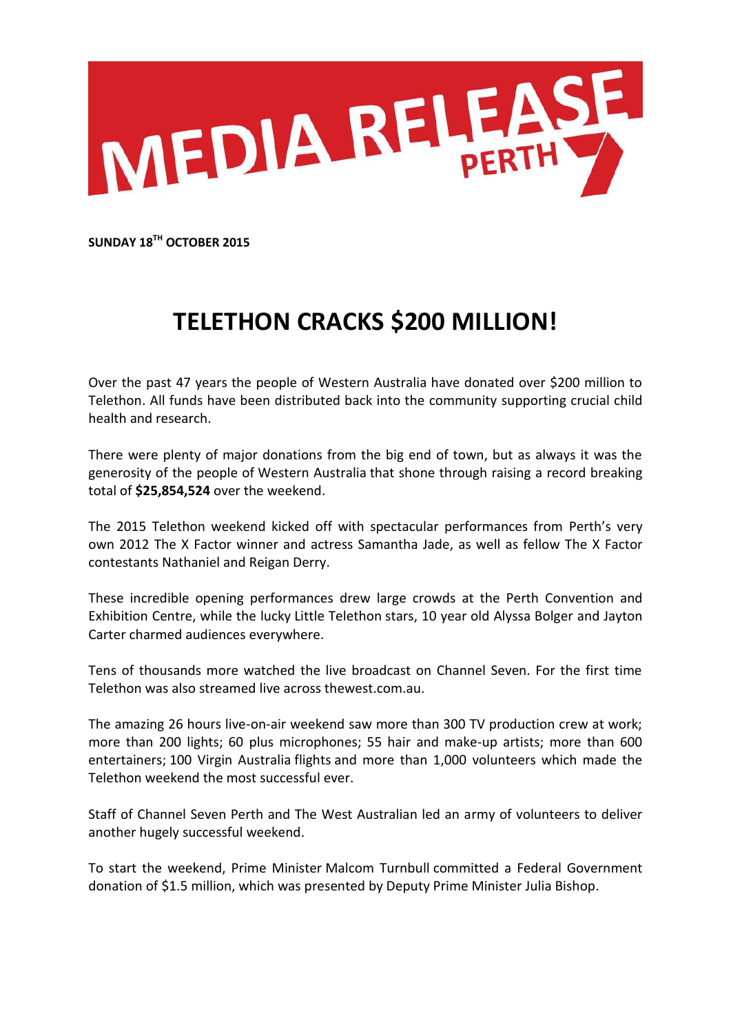MEDIA RELEASE PERTH

**SUNDAY 18TH OCTOBER 2015**

# TELETHON CRACKS $200 MILLION!

Over the past 47 years the people of Western Australia have donated over $200 million to Telethon. All funds have been distributed back into the community supporting crucial child health and research.

There were plenty of major donations from the big end of town, but as always it was the generosity of the people of Western Australia that shone through raising a record breaking total of **$25,854,524** over the weekend.

The 2015 Telethon weekend kicked off with spectacular performances from Perth's very own 2012 The X Factor winner and actress Samantha Jade, as well as fellow The X Factor contestants Nathaniel and Reigan Derry.

These incredible opening performances drew large crowds at the Perth Convention and Exhibition Centre, while the lucky Little Telethon stars, 10 year old Alyssa Bolger and Jayton Carter charmed audiences everywhere.

Tens of thousands more watched the live broadcast on Channel Seven. For the first time Telethon was also streamed live across thewest.com.au.

The amazing 26 hours live-on-air weekend saw more than 300 TV production crew at work; more than 200 lights; 60 plus microphones; 55 hair and make-up artists; more than 600 entertainers; 100 Virgin Australia flights and more than 1,000 volunteers which made the Telethon weekend the most successful ever.

Staff of Channel Seven Perth and The West Australian led an army of volunteers to deliver another hugely successful weekend.

To start the weekend, Prime Minister Malcom Turnbull committed a Federal Government donation of $1.5 million, which was presented by Deputy Prime Minister Julia Bishop.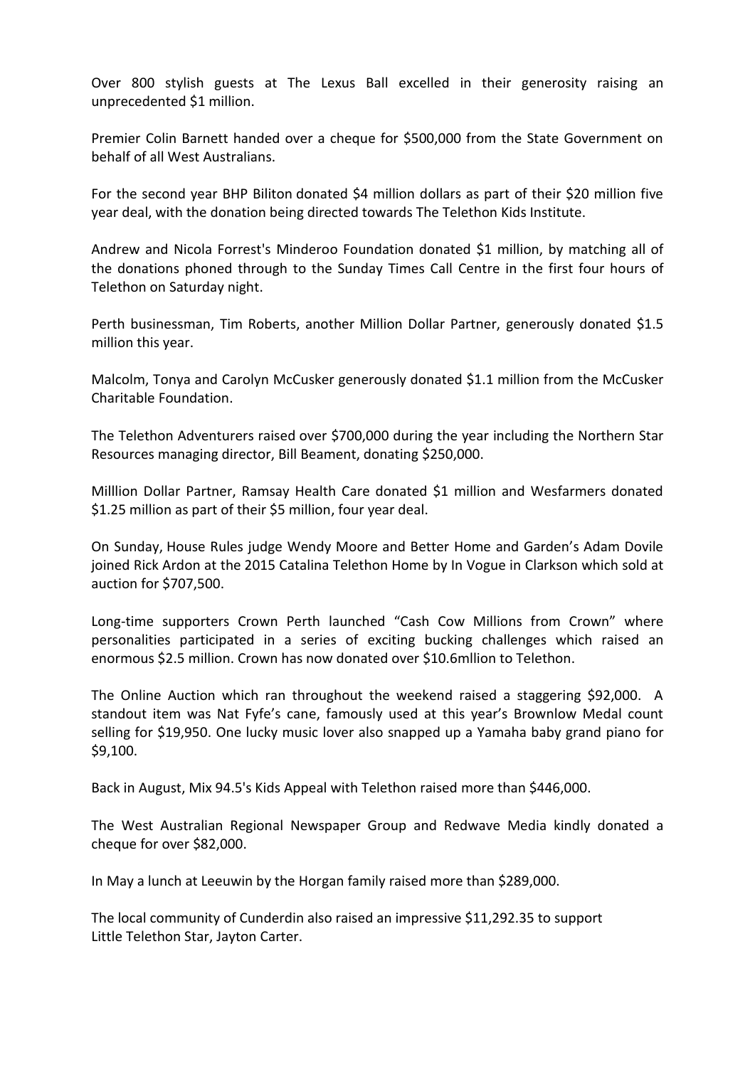Over 800 stylish guests at The Lexus Ball excelled in their generosity raising an unprecedented $1 million.

Premier Colin Barnett handed over a cheque for $500,000 from the State Government on behalf of all West Australians.

For the second year BHP Biliton donated $4 million dollars as part of their $20 million five year deal, with the donation being directed towards The Telethon Kids Institute.

Andrew and Nicola Forrest's Minderoo Foundation donated $1 million, by matching all of the donations phoned through to the Sunday Times Call Centre in the first four hours of Telethon on Saturday night.

Perth businessman, Tim Roberts, another Million Dollar Partner, generously donated $1.5 million this year.

Malcolm, Tonya and Carolyn McCusker generously donated $1.1 million from the McCusker Charitable Foundation.

The Telethon Adventurers raised over $700,000 during the year including the Northern Star Resources managing director, Bill Beament, donating $250,000.

Milllion Dollar Partner, Ramsay Health Care donated $1 million and Wesfarmers donated $1.25 million as part of their $5 million, four year deal.

On Sunday, House Rules judge Wendy Moore and Better Home and Garden's Adam Dovile joined Rick Ardon at the 2015 Catalina Telethon Home by In Vogue in Clarkson which sold at auction for $707,500.

Long-time supporters Crown Perth launched "Cash Cow Millions from Crown" where personalities participated in a series of exciting bucking challenges which raised an enormous $2.5 million. Crown has now donated over $10.6mllion to Telethon.

The Online Auction which ran throughout the weekend raised a staggering $92,000. A standout item was Nat Fyfe's cane, famously used at this year's Brownlow Medal count selling for $19,950. One lucky music lover also snapped up a Yamaha baby grand piano for $9,100.

Back in August, Mix 94.5's Kids Appeal with Telethon raised more than $446,000.

The West Australian Regional Newspaper Group and Redwave Media kindly donated a cheque for over $82,000.

In May a lunch at Leeuwin by the Horgan family raised more than $289,000.

The local community of Cunderdin also raised an impressive $11,292.35 to support Little Telethon Star, Jayton Carter.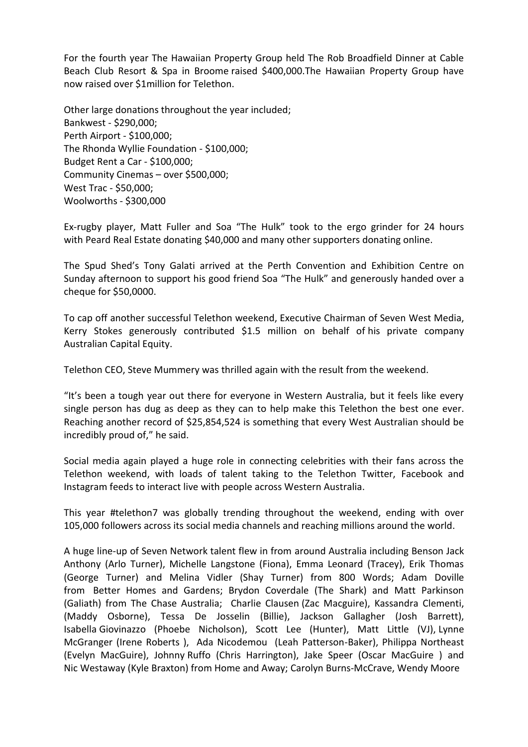For the fourth year The Hawaiian Property Group held The Rob Broadfield Dinner at Cable Beach Club Resort & Spa in Broome raised $400,000.The Hawaiian Property Group have now raised over $1million for Telethon.

Other large donations throughout the year included;
Bankwest - $290,000;
Perth Airport - $100,000;
The Rhonda Wyllie Foundation - $100,000;
Budget Rent a Car - $100,000;
Community Cinemas – over $500,000;
West Trac - $50,000;
Woolworths - $300,000

Ex-rugby player, Matt Fuller and Soa "The Hulk" took to the ergo grinder for 24 hours with Peard Real Estate donating $40,000 and many other supporters donating online.

The Spud Shed's Tony Galati arrived at the Perth Convention and Exhibition Centre on Sunday afternoon to support his good friend Soa "The Hulk" and generously handed over a cheque for $50,0000.

To cap off another successful Telethon weekend, Executive Chairman of Seven West Media, Kerry Stokes generously contributed $1.5 million on behalf of his private company Australian Capital Equity.

Telethon CEO, Steve Mummery was thrilled again with the result from the weekend.

"It's been a tough year out there for everyone in Western Australia, but it feels like every single person has dug as deep as they can to help make this Telethon the best one ever. Reaching another record of $25,854,524 is something that every West Australian should be incredibly proud of," he said.

Social media again played a huge role in connecting celebrities with their fans across the Telethon weekend, with loads of talent taking to the Telethon Twitter, Facebook and Instagram feeds to interact live with people across Western Australia.

This year #telethon7 was globally trending throughout the weekend, ending with over 105,000 followers across its social media channels and reaching millions around the world.

A huge line-up of Seven Network talent flew in from around Australia including Benson Jack Anthony (Arlo Turner), Michelle Langstone (Fiona), Emma Leonard (Tracey), Erik Thomas (George Turner) and Melina Vidler (Shay Turner) from 800 Words; Adam Doville from Better Homes and Gardens; Brydon Coverdale (The Shark) and Matt Parkinson (Galiath) from The Chase Australia; Charlie Clausen (Zac Macguire), Kassandra Clementi, (Maddy Osborne), Tessa De Josselin (Billie), Jackson Gallagher (Josh Barrett), Isabella Giovinazzo (Phoebe Nicholson), Scott Lee (Hunter), Matt Little (VJ), Lynne McGranger (Irene Roberts ), Ada Nicodemou (Leah Patterson-Baker), Philippa Northeast (Evelyn MacGuire), Johnny Ruffo (Chris Harrington), Jake Speer (Oscar MacGuire ) and Nic Westaway (Kyle Braxton) from Home and Away; Carolyn Burns-McCrave, Wendy Moore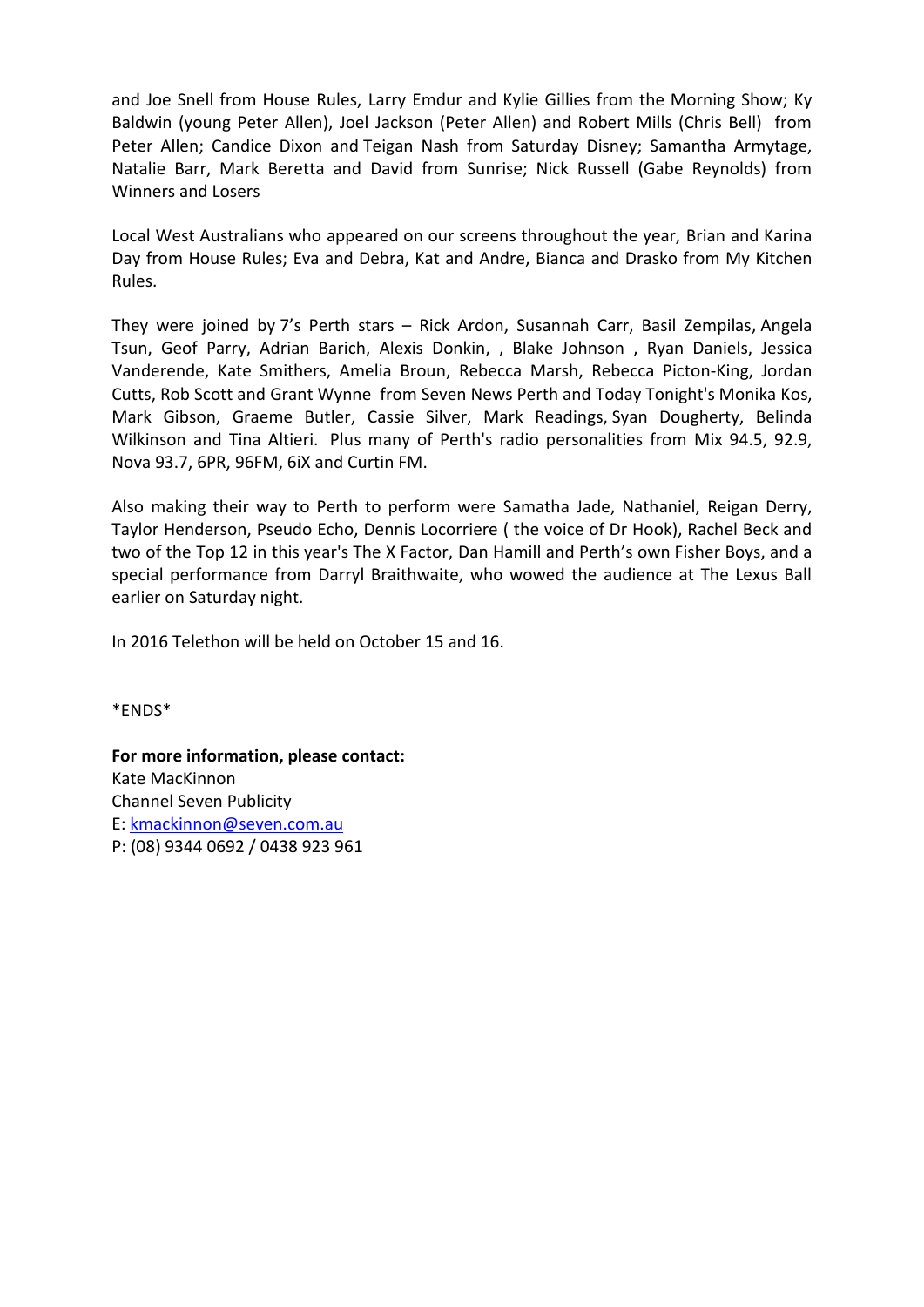and Joe Snell from House Rules, Larry Emdur and Kylie Gillies from the Morning Show; Ky Baldwin (young Peter Allen), Joel Jackson (Peter Allen) and Robert Mills (Chris Bell) from Peter Allen; Candice Dixon and Teigan Nash from Saturday Disney; Samantha Armytage, Natalie Barr, Mark Beretta and David from Sunrise; Nick Russell (Gabe Reynolds) from Winners and Losers

Local West Australians who appeared on our screens throughout the year, Brian and Karina Day from House Rules; Eva and Debra, Kat and Andre, Bianca and Drasko from My Kitchen Rules.

They were joined by 7's Perth stars – Rick Ardon, Susannah Carr, Basil Zempilas, Angela Tsun, Geof Parry, Adrian Barich, Alexis Donkin, , Blake Johnson , Ryan Daniels, Jessica Vanderende, Kate Smithers, Amelia Broun, Rebecca Marsh, Rebecca Picton-King, Jordan Cutts, Rob Scott and Grant Wynne from Seven News Perth and Today Tonight's Monika Kos, Mark Gibson, Graeme Butler, Cassie Silver, Mark Readings, Syan Dougherty, Belinda Wilkinson and Tina Altieri. Plus many of Perth's radio personalities from Mix 94.5, 92.9, Nova 93.7, 6PR, 96FM, 6iX and Curtin FM.

Also making their way to Perth to perform were Samatha Jade, Nathaniel, Reigan Derry, Taylor Henderson, Pseudo Echo, Dennis Locorriere ( the voice of Dr Hook), Rachel Beck and two of the Top 12 in this year's The X Factor, Dan Hamill and Perth's own Fisher Boys, and a special performance from Darryl Braithwaite, who wowed the audience at The Lexus Ball earlier on Saturday night.

In 2016 Telethon will be held on October 15 and 16.

\*ENDS\*

**For more information, please contact:**
Kate MacKinnon
Channel Seven Publicity
E: kmackinnon@seven.com.au
P: (08) 9344 0692 / 0438 923 961